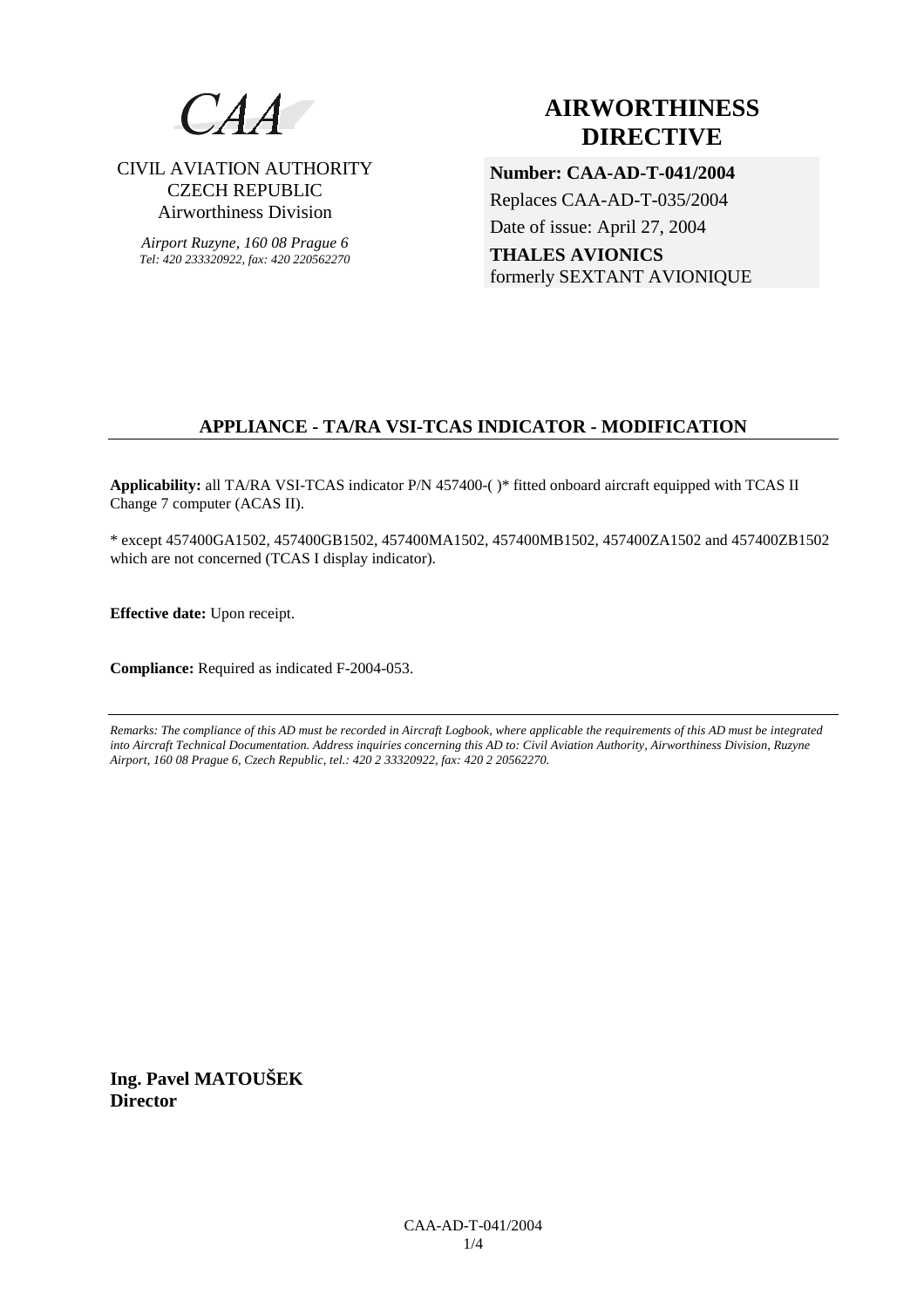CAA

CIVIL AVIATION AUTHORITY
CZECH REPUBLIC
Airworthiness Division

*Airport Ruzyne, 160 08 Prague 6*
*Tel: 420 233320922, fax: 420 220562270*

# AIRWORTHINESS DIRECTIVE

**Number: CAA-AD-T-041/2004**
Replaces CAA-AD-T-035/2004
Date of issue: April 27, 2004
**THALES AVIONICS**
formerly SEXTANT AVIONIQUE

## APPLIANCE - TA/RA VSI-TCAS INDICATOR - MODIFICATION

**Applicability:** all TA/RA VSI-TCAS indicator P/N 457400-( )* fitted onboard aircraft equipped with TCAS II Change 7 computer (ACAS II).

* except 457400GA1502, 457400GB1502, 457400MA1502, 457400MB1502, 457400ZA1502 and 457400ZB1502 which are not concerned (TCAS I display indicator).

**Effective date:** Upon receipt.

**Compliance:** Required as indicated F-2004-053.

*Remarks: The compliance of this AD must be recorded in Aircraft Logbook, where applicable the requirements of this AD must be integrated into Aircraft Technical Documentation. Address inquiries concerning this AD to: Civil Aviation Authority, Airworthiness Division, Ruzyne Airport, 160 08 Prague 6, Czech Republic, tel.: 420 2 33320922, fax: 420 2 20562270.*

**Ing. Pavel MATOUŠEK**
**Director**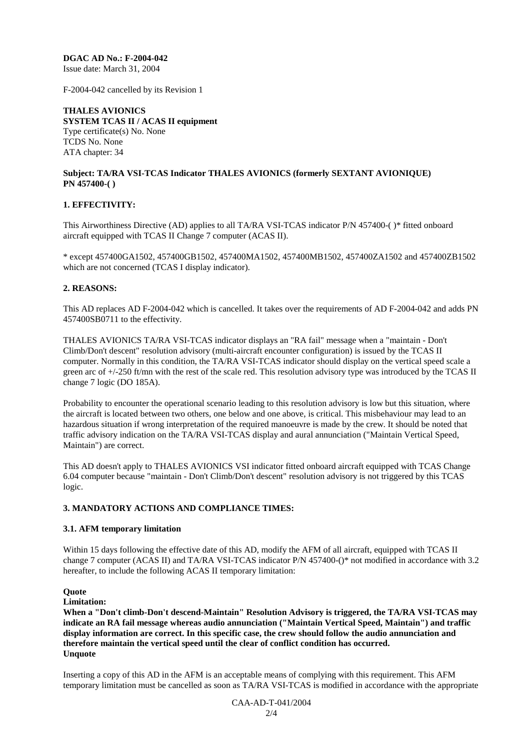**DGAC AD No.: F-2004-042**
Issue date: March 31, 2004

F-2004-042 cancelled by its Revision 1

**THALES AVIONICS**
**SYSTEM TCAS II / ACAS II equipment**
Type certificate(s) No. None
TCDS No. None
ATA chapter: 34

**Subject: TA/RA VSI-TCAS Indicator THALES AVIONICS (formerly SEXTANT AVIONIQUE) PN 457400-( )**

## 1. EFFECTIVITY:

This Airworthiness Directive (AD) applies to all TA/RA VSI-TCAS indicator P/N 457400-( )* fitted onboard aircraft equipped with TCAS II Change 7 computer (ACAS II).

* except 457400GA1502, 457400GB1502, 457400MA1502, 457400MB1502, 457400ZA1502 and 457400ZB1502 which are not concerned (TCAS I display indicator).

## 2. REASONS:

This AD replaces AD F-2004-042 which is cancelled. It takes over the requirements of AD F-2004-042 and adds PN 457400SB0711 to the effectivity.

THALES AVIONICS TA/RA VSI-TCAS indicator displays an "RA fail" message when a "maintain - Don't Climb/Don't descent" resolution advisory (multi-aircraft encounter configuration) is issued by the TCAS II computer. Normally in this condition, the TA/RA VSI-TCAS indicator should display on the vertical speed scale a green arc of +/-250 ft/mn with the rest of the scale red. This resolution advisory type was introduced by the TCAS II change 7 logic (DO 185A).

Probability to encounter the operational scenario leading to this resolution advisory is low but this situation, where the aircraft is located between two others, one below and one above, is critical. This misbehaviour may lead to an hazardous situation if wrong interpretation of the required manoeuvre is made by the crew. It should be noted that traffic advisory indication on the TA/RA VSI-TCAS display and aural annunciation ("Maintain Vertical Speed, Maintain") are correct.

This AD doesn't apply to THALES AVIONICS VSI indicator fitted onboard aircraft equipped with TCAS Change 6.04 computer because "maintain - Don't Climb/Don't descent" resolution advisory is not triggered by this TCAS logic.

## 3. MANDATORY ACTIONS AND COMPLIANCE TIMES:

### 3.1. AFM temporary limitation

Within 15 days following the effective date of this AD, modify the AFM of all aircraft, equipped with TCAS II change 7 computer (ACAS II) and TA/RA VSI-TCAS indicator P/N 457400-()* not modified in accordance with 3.2 hereafter, to include the following ACAS II temporary limitation:

**Quote**
**Limitation:**
**When a "Don't climb-Don't descend-Maintain" Resolution Advisory is triggered, the TA/RA VSI-TCAS may indicate an RA fail message whereas audio annunciation ("Maintain Vertical Speed, Maintain") and traffic display information are correct. In this specific case, the crew should follow the audio annunciation and therefore maintain the vertical speed until the clear of conflict condition has occurred.**
**Unquote**

Inserting a copy of this AD in the AFM is an acceptable means of complying with this requirement. This AFM temporary limitation must be cancelled as soon as TA/RA VSI-TCAS is modified in accordance with the appropriate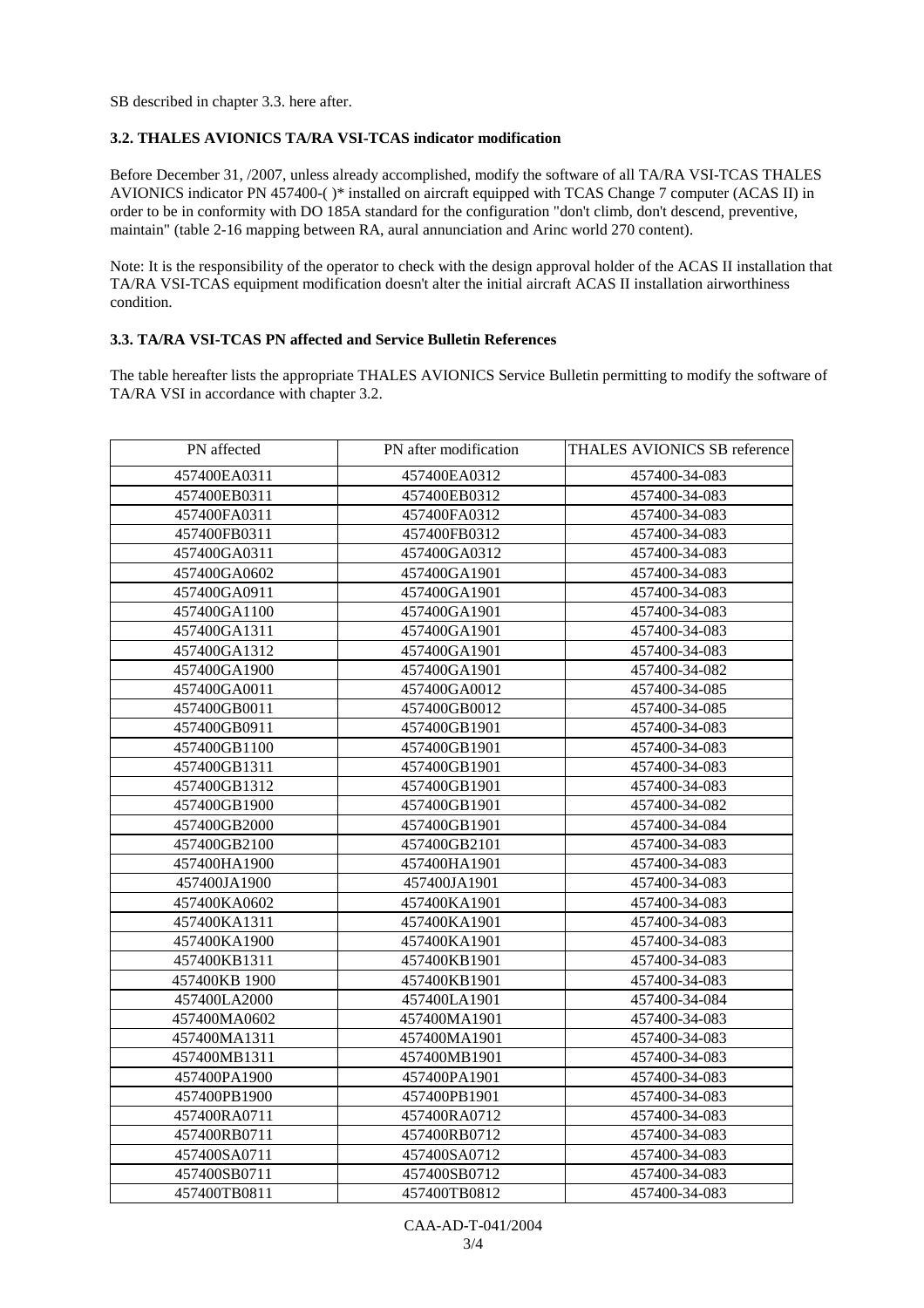SB described in chapter 3.3. here after.

### 3.2. THALES AVIONICS TA/RA VSI-TCAS indicator modification

Before December 31, /2007, unless already accomplished, modify the software of all TA/RA VSI-TCAS THALES AVIONICS indicator PN 457400-( )* installed on aircraft equipped with TCAS Change 7 computer (ACAS II) in order to be in conformity with DO 185A standard for the configuration "don't climb, don't descend, preventive, maintain" (table 2-16 mapping between RA, aural annunciation and Arinc world 270 content).

Note: It is the responsibility of the operator to check with the design approval holder of the ACAS II installation that TA/RA VSI-TCAS equipment modification doesn't alter the initial aircraft ACAS II installation airworthiness condition.

### 3.3. TA/RA VSI-TCAS PN affected and Service Bulletin References

The table hereafter lists the appropriate THALES AVIONICS Service Bulletin permitting to modify the software of TA/RA VSI in accordance with chapter 3.2.

| PN affected | PN after modification | THALES AVIONICS SB reference |
|---|---|---|
| 457400EA0311 | 457400EA0312 | 457400-34-083 |
| 457400EB0311 | 457400EB0312 | 457400-34-083 |
| 457400FA0311 | 457400FA0312 | 457400-34-083 |
| 457400FB0311 | 457400FB0312 | 457400-34-083 |
| 457400GA0311 | 457400GA0312 | 457400-34-083 |
| 457400GA0602 | 457400GA1901 | 457400-34-083 |
| 457400GA0911 | 457400GA1901 | 457400-34-083 |
| 457400GA1100 | 457400GA1901 | 457400-34-083 |
| 457400GA1311 | 457400GA1901 | 457400-34-083 |
| 457400GA1312 | 457400GA1901 | 457400-34-083 |
| 457400GA1900 | 457400GA1901 | 457400-34-082 |
| 457400GA0011 | 457400GA0012 | 457400-34-085 |
| 457400GB0011 | 457400GB0012 | 457400-34-085 |
| 457400GB0911 | 457400GB1901 | 457400-34-083 |
| 457400GB1100 | 457400GB1901 | 457400-34-083 |
| 457400GB1311 | 457400GB1901 | 457400-34-083 |
| 457400GB1312 | 457400GB1901 | 457400-34-083 |
| 457400GB1900 | 457400GB1901 | 457400-34-082 |
| 457400GB2000 | 457400GB1901 | 457400-34-084 |
| 457400GB2100 | 457400GB2101 | 457400-34-083 |
| 457400HA1900 | 457400HA1901 | 457400-34-083 |
| 457400JA1900 | 457400JA1901 | 457400-34-083 |
| 457400KA0602 | 457400KA1901 | 457400-34-083 |
| 457400KA1311 | 457400KA1901 | 457400-34-083 |
| 457400KA1900 | 457400KA1901 | 457400-34-083 |
| 457400KB1311 | 457400KB1901 | 457400-34-083 |
| 457400KB 1900 | 457400KB1901 | 457400-34-083 |
| 457400LA2000 | 457400LA1901 | 457400-34-084 |
| 457400MA0602 | 457400MA1901 | 457400-34-083 |
| 457400MA1311 | 457400MA1901 | 457400-34-083 |
| 457400MB1311 | 457400MB1901 | 457400-34-083 |
| 457400PA1900 | 457400PA1901 | 457400-34-083 |
| 457400PB1900 | 457400PB1901 | 457400-34-083 |
| 457400RA0711 | 457400RA0712 | 457400-34-083 |
| 457400RB0711 | 457400RB0712 | 457400-34-083 |
| 457400SA0711 | 457400SA0712 | 457400-34-083 |
| 457400SB0711 | 457400SB0712 | 457400-34-083 |
| 457400TB0811 | 457400TB0812 | 457400-34-083 |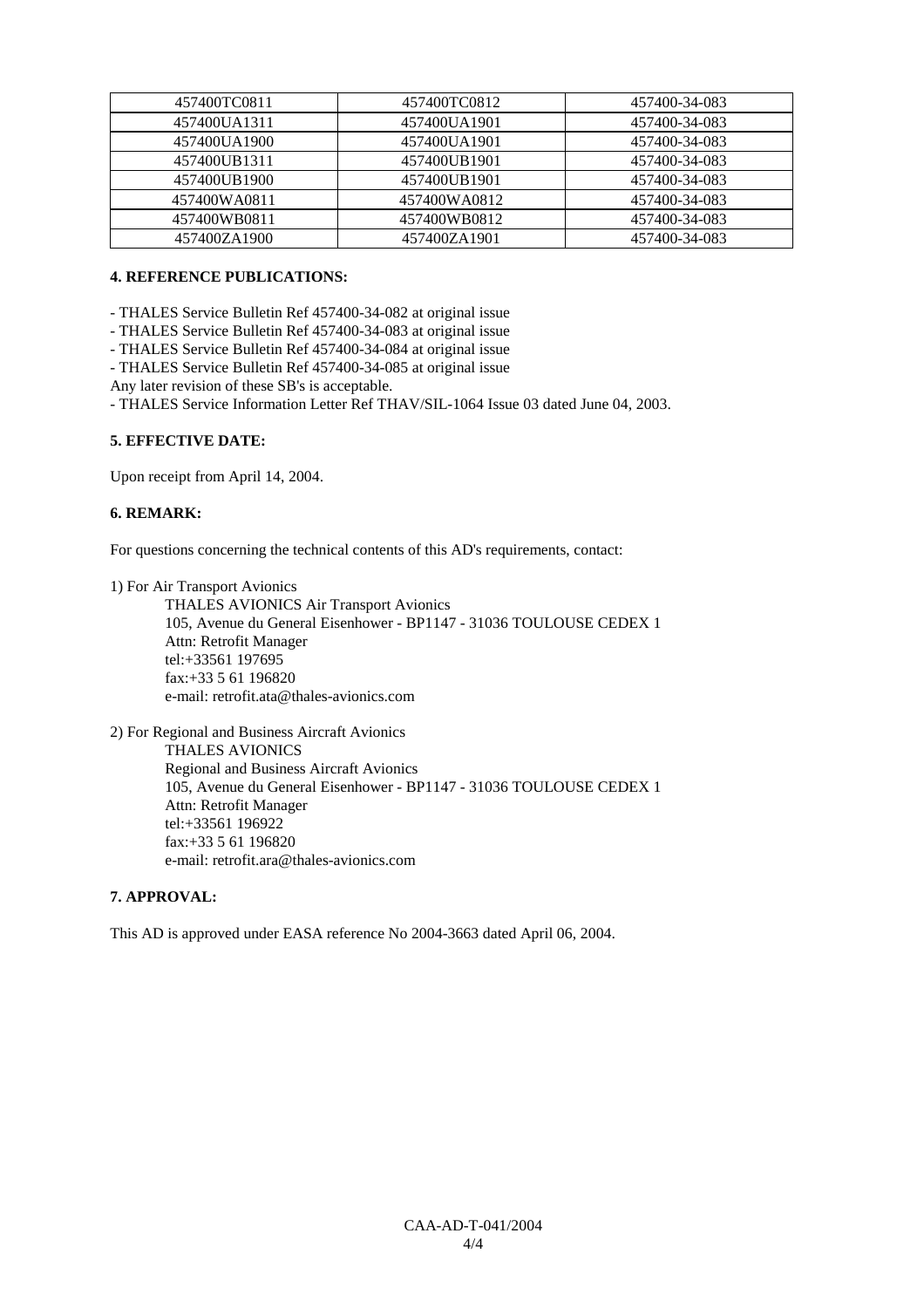| | | |
|---|---|---|
| 457400TC0811 | 457400TC0812 | 457400-34-083 |
| 457400UA1311 | 457400UA1901 | 457400-34-083 |
| 457400UA1900 | 457400UA1901 | 457400-34-083 |
| 457400UB1311 | 457400UB1901 | 457400-34-083 |
| 457400UB1900 | 457400UB1901 | 457400-34-083 |
| 457400WA0811 | 457400WA0812 | 457400-34-083 |
| 457400WB0811 | 457400WB0812 | 457400-34-083 |
| 457400ZA1900 | 457400ZA1901 | 457400-34-083 |

**4. REFERENCE PUBLICATIONS:**

- THALES Service Bulletin Ref 457400-34-082 at original issue
- THALES Service Bulletin Ref 457400-34-083 at original issue
- THALES Service Bulletin Ref 457400-34-084 at original issue
- THALES Service Bulletin Ref 457400-34-085 at original issue

Any later revision of these SB's is acceptable.

- THALES Service Information Letter Ref THAV/SIL-1064 Issue 03 dated June 04, 2003.

**5. EFFECTIVE DATE:**

Upon receipt from April 14, 2004.

**6. REMARK:**

For questions concerning the technical contents of this AD's requirements, contact:

1) For Air Transport Avionics

THALES AVIONICS Air Transport Avionics
105, Avenue du General Eisenhower - BP1147 - 31036 TOULOUSE CEDEX 1
Attn: Retrofit Manager
tel:+33561 197695
fax:+33 5 61 196820
e-mail: retrofit.ata@thales-avionics.com

2) For Regional and Business Aircraft Avionics

THALES AVIONICS
Regional and Business Aircraft Avionics
105, Avenue du General Eisenhower - BP1147 - 31036 TOULOUSE CEDEX 1
Attn: Retrofit Manager
tel:+33561 196922
fax:+33 5 61 196820
e-mail: retrofit.ara@thales-avionics.com

**7. APPROVAL:**

This AD is approved under EASA reference No 2004-3663 dated April 06, 2004.